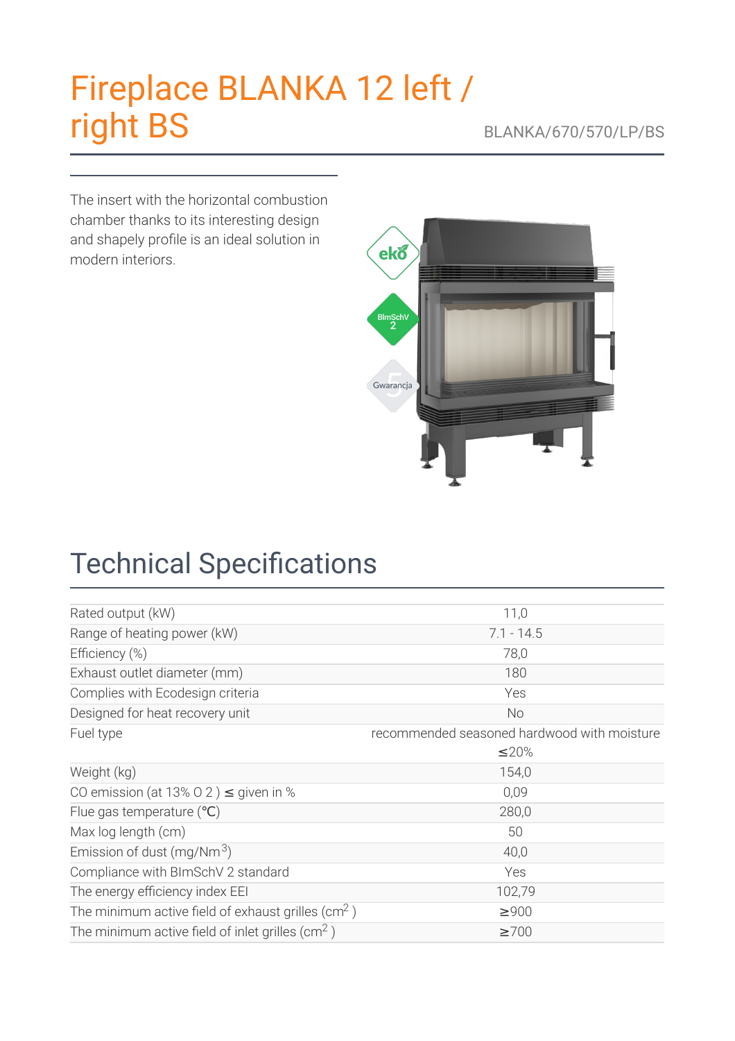# Fireplace BLANKA 12 left / right BS

BLANKA/670/570/LP/BS

The insert with the horizontal combustion chamber thanks to its interesting design and shapely profile is an ideal solution in modern interiors.

## Technical Specifications

| | |
|---|---|
| Rated output (kW) | 11,0 |
| Range of heating power (kW) | 7.1 - 14.5 |
| Efficiency (%) | 78,0 |
| Exhaust outlet diameter (mm) | 180 |
| Complies with Ecodesign criteria | Yes |
| Designed for heat recovery unit | No |
| Fuel type | recommended seasoned hardwood with moisture ≤20% |
| Weight (kg) | 154,0 |
| CO emission (at 13% O 2 ) ≤ given in % | 0,09 |
| Flue gas temperature (℃) | 280,0 |
| Max log length (cm) | 50 |
| Emission of dust (mg/Nm$^3$) | 40,0 |
| Compliance with BImSchV 2 standard | Yes |
| The energy efficiency index EEI | 102,79 |
| The minimum active field of exhaust grilles (cm$^2$ ) | ≥900 |
| The minimum active field of inlet grilles (cm$^2$ ) | ≥700 |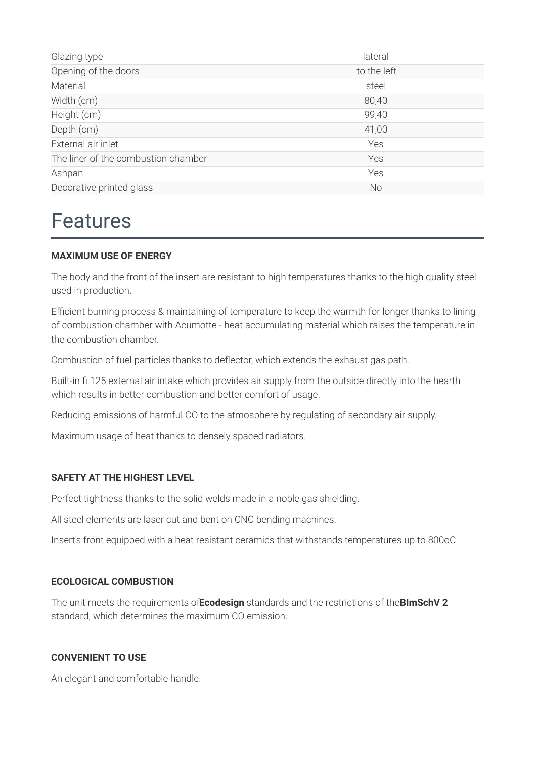| | |
|---|---|
| Glazing type | lateral |
| Opening of the doors | to the left |
| Material | steel |
| Width (cm) | 80,40 |
| Height (cm) | 99,40 |
| Depth (cm) | 41,00 |
| External air inlet | Yes |
| The liner of the combustion chamber | Yes |
| Ashpan | Yes |
| Decorative printed glass | No |

# Features

**MAXIMUM USE OF ENERGY**

The body and the front of the insert are resistant to high temperatures thanks to the high quality steel used in production.

Efficient burning process & maintaining of temperature to keep the warmth for longer thanks to lining of combustion chamber with Acumotte - heat accumulating material which raises the temperature in the combustion chamber.

Combustion of fuel particles thanks to deflector, which extends the exhaust gas path.

Built-in fi 125 external air intake which provides air supply from the outside directly into the hearth which results in better combustion and better comfort of usage.

Reducing emissions of harmful CO to the atmosphere by regulating of secondary air supply.

Maximum usage of heat thanks to densely spaced radiators.

**SAFETY AT THE HIGHEST LEVEL**

Perfect tightness thanks to the solid welds made in a noble gas shielding.

All steel elements are laser cut and bent on CNC bending machines.

Insert's front equipped with a heat resistant ceramics that withstands temperatures up to 800oC.

**ECOLOGICAL COMBUSTION**

The unit meets the requirements of**Ecodesign** standards and the restrictions of the**BImSchV 2** standard, which determines the maximum CO emission.

**CONVENIENT TO USE**

An elegant and comfortable handle.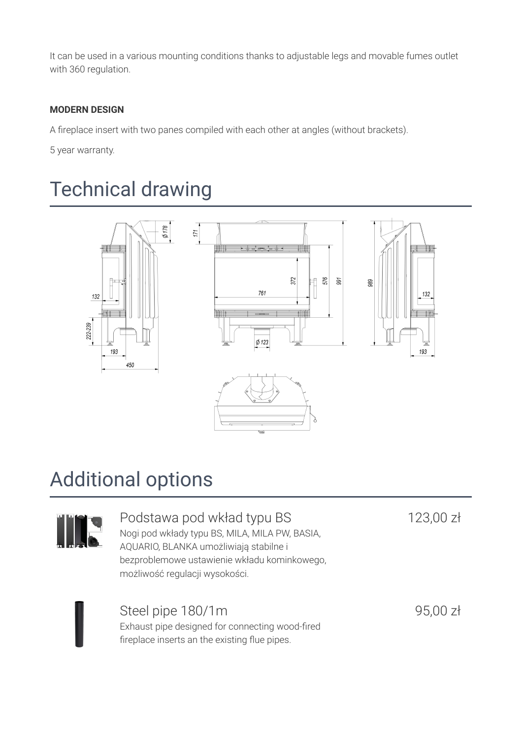It can be used in a various mounting conditions thanks to adjustable legs and movable fumes outlet with 360 regulation.

**MODERN DESIGN**

A fireplace insert with two panes compiled with each other at angles (without brackets).

5 year warranty.

# Technical drawing

# Additional options

## Podstawa pod wkład typu BS

123,00 zł

Nogi pod wkłady typu BS, MILA, MILA PW, BASIA, AQUARIO, BLANKA umożliwiają stabilne i bezproblemowe ustawienie wkładu kominkowego, możliwość regulacji wysokości.

## Steel pipe 180/1m

95,00 zł

Exhaust pipe designed for connecting wood-fired fireplace inserts an the existing flue pipes.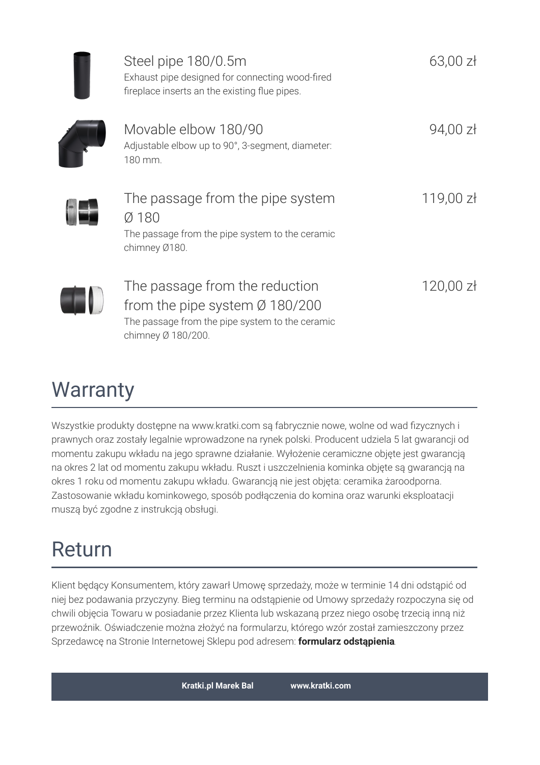### Steel pipe 180/0.5m

63,00 zł

Exhaust pipe designed for connecting wood-fired fireplace inserts an the existing flue pipes.

### Movable elbow 180/90

94,00 zł

Adjustable elbow up to 90°, 3-segment, diameter: 180 mm.

### The passage from the pipe system Ø 180

119,00 zł

The passage from the pipe system to the ceramic chimney Ø180.

### The passage from the reduction from the pipe system Ø 180/200

120,00 zł

The passage from the pipe system to the ceramic chimney Ø 180/200.

## Warranty

Wszystkie produkty dostępne na www.kratki.com są fabrycznie nowe, wolne od wad fizycznych i prawnych oraz zostały legalnie wprowadzone na rynek polski. Producent udziela 5 lat gwarancji od momentu zakupu wkładu na jego sprawne działanie. Wyłożenie ceramiczne objęte jest gwarancją na okres 2 lat od momentu zakupu wkładu. Ruszt i uszczelnienia kominka objęte są gwarancją na okres 1 roku od momentu zakupu wkładu. Gwarancją nie jest objęta: ceramika żaroodporna. Zastosowanie wkładu kominkowego, sposób podłączenia do komina oraz warunki eksploatacji muszą być zgodne z instrukcją obsługi.

## Return

Klient będący Konsumentem, który zawarł Umowę sprzedaży, może w terminie 14 dni odstąpić od niej bez podawania przyczyny. Bieg terminu na odstąpienie od Umowy sprzedaży rozpoczyna się od chwili objęcia Towaru w posiadanie przez Klienta lub wskazaną przez niego osobę trzecią inną niż przewoźnik. Oświadczenie można złożyć na formularzu, którego wzór został zamieszczony przez Sprzedawcę na Stronie Internetowej Sklepu pod adresem: **formularz odstąpienia**.